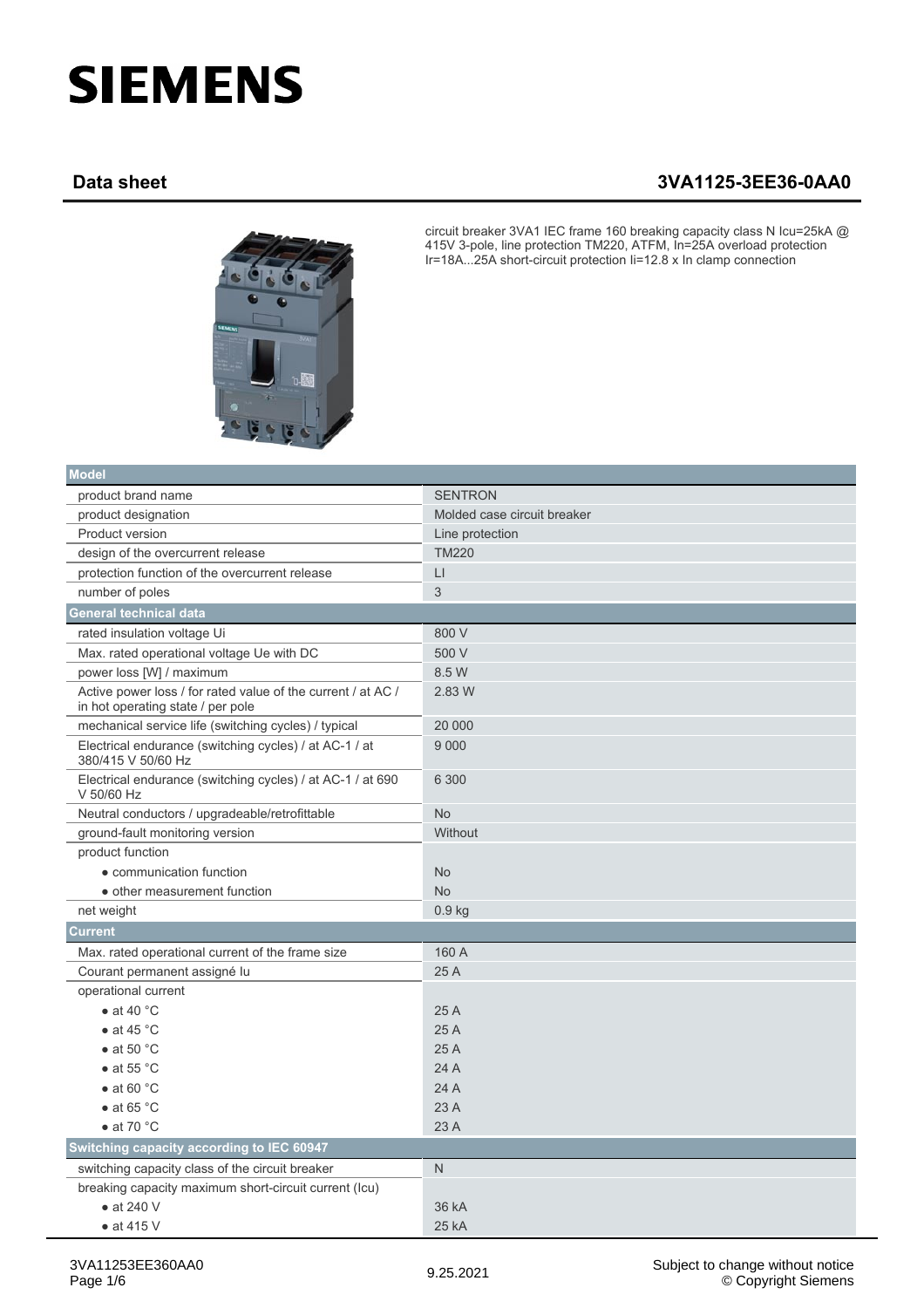# SIEMENS

## Data sheet 3VA1125-3EE36-0AA0

circuit breaker 3VA1 IEC frame 160 breaking capacity class N Icu=25kA @ 415V 3-pole, line protection TM220, ATFM, In=25A overload protection Ir=18A...25A short-circuit protection Ii=12.8 x In clamp connection

| **Model** | |
|---|---|
| product brand name | SENTRON |
| product designation | Molded case circuit breaker |
| Product version | Line protection |
| design of the overcurrent release | TM220 |
| protection function of the overcurrent release | LI |
| number of poles | 3 |
| **General technical data** | |
| rated insulation voltage Ui | 800 V |
| Max. rated operational voltage Ue with DC | 500 V |
| power loss [W] / maximum | 8.5 W |
| Active power loss / for rated value of the current / at AC / in hot operating state / per pole | 2.83 W |
| mechanical service life (switching cycles) / typical | 20 000 |
| Electrical endurance (switching cycles) / at AC-1 / at 380/415 V 50/60 Hz | 9 000 |
| Electrical endurance (switching cycles) / at AC-1 / at 690 V 50/60 Hz | 6 300 |
| Neutral conductors / upgradeable/retrofittable | No |
| ground-fault monitoring version | Without |
| product function | |
| • communication function | No |
| • other measurement function | No |
| net weight | 0.9 kg |
| **Current** | |
| Max. rated operational current of the frame size | 160 A |
| Courant permanent assigné Iu | 25 A |
| operational current | |
| • at 40 °C | 25 A |
| • at 45 °C | 25 A |
| • at 50 °C | 25 A |
| • at 55 °C | 24 A |
| • at 60 °C | 24 A |
| • at 65 °C | 23 A |
| • at 70 °C | 23 A |
| **Switching capacity according to IEC 60947** | |
| switching capacity class of the circuit breaker | N |
| breaking capacity maximum short-circuit current (Icu) | |
| • at 240 V | 36 kA |
| • at 415 V | 25 kA |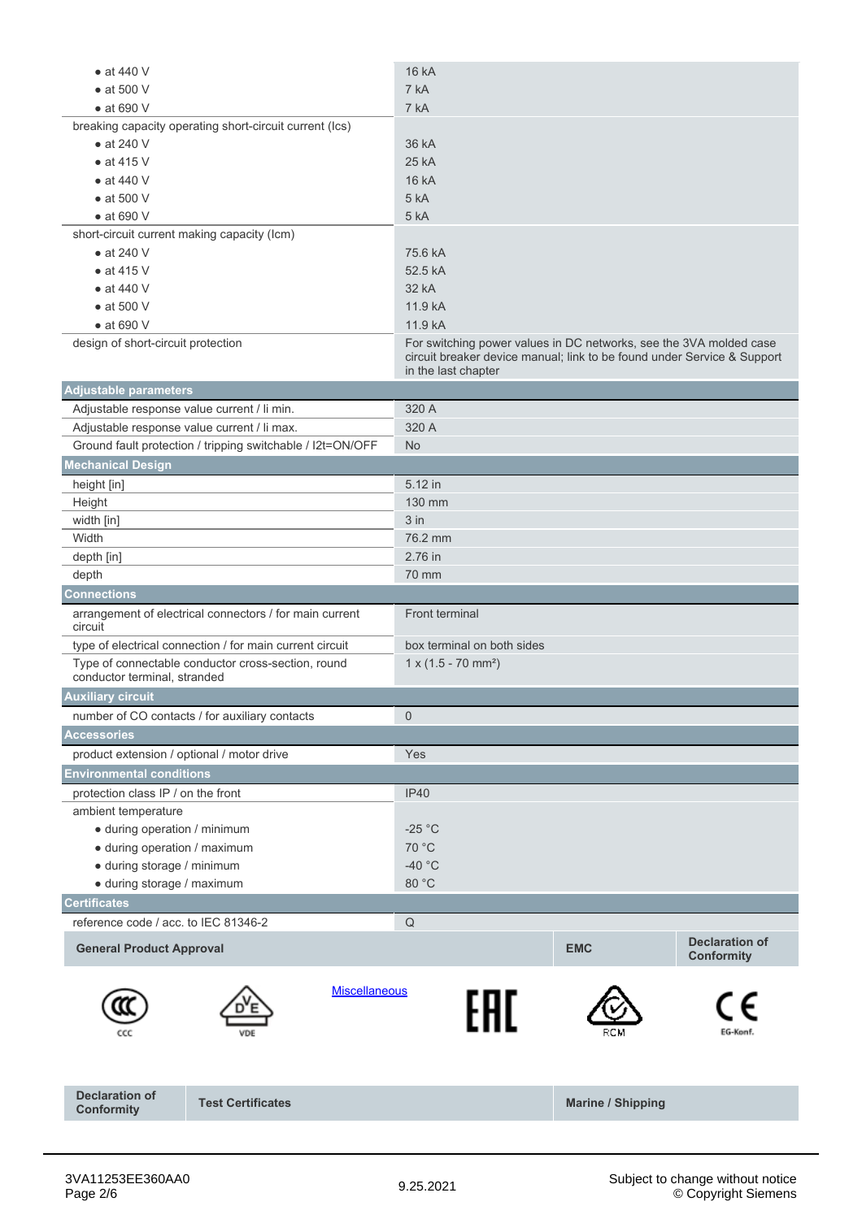| | |
|---|---|
| • at 440 V | 16 kA |
| • at 500 V | 7 kA |
| • at 690 V | 7 kA |
| breaking capacity operating short-circuit current (Ics) | |
| • at 240 V | 36 kA |
| • at 415 V | 25 kA |
| • at 440 V | 16 kA |
| • at 500 V | 5 kA |
| • at 690 V | 5 kA |
| short-circuit current making capacity (Icm) | |
| • at 240 V | 75.6 kA |
| • at 415 V | 52.5 kA |
| • at 440 V | 32 kA |
| • at 500 V | 11.9 kA |
| • at 690 V | 11.9 kA |
| design of short-circuit protection | For switching power values in DC networks, see the 3VA molded case circuit breaker device manual; link to be found under Service & Support in the last chapter |
| **Adjustable parameters** | |
| Adjustable response value current / Ii min. | 320 A |
| Adjustable response value current / Ii max. | 320 A |
| Ground fault protection / tripping switchable / I2t=ON/OFF | No |
| **Mechanical Design** | |
| height [in] | 5.12 in |
| Height | 130 mm |
| width [in] | 3 in |
| Width | 76.2 mm |
| depth [in] | 2.76 in |
| depth | 70 mm |
| **Connections** | |
| arrangement of electrical connectors / for main current circuit | Front terminal |
| type of electrical connection / for main current circuit | box terminal on both sides |
| Type of connectable conductor cross-section, round conductor terminal, stranded | 1 x (1.5 - 70 mm²) |
| **Auxiliary circuit** | |
| number of CO contacts / for auxiliary contacts | 0 |
| **Accessories** | |
| product extension / optional / motor drive | Yes |
| **Environmental conditions** | |
| protection class IP / on the front | IP40 |
| ambient temperature | |
| • during operation / minimum | -25 °C |
| • during operation / maximum | 70 °C |
| • during storage / minimum | -40 °C |
| • during storage / maximum | 80 °C |
| **Certificates** | |
| reference code / acc. to IEC 81346-2 | Q |

| General Product Approval | | | | EMC | Declaration of Conformity |
|---|---|---|---|---|---|
| CCC | VDE | Miscellaneous | EAC | RCM | EG-Konf. |

| Declaration of Conformity | Test Certificates | Marine / Shipping |
|---|---|---|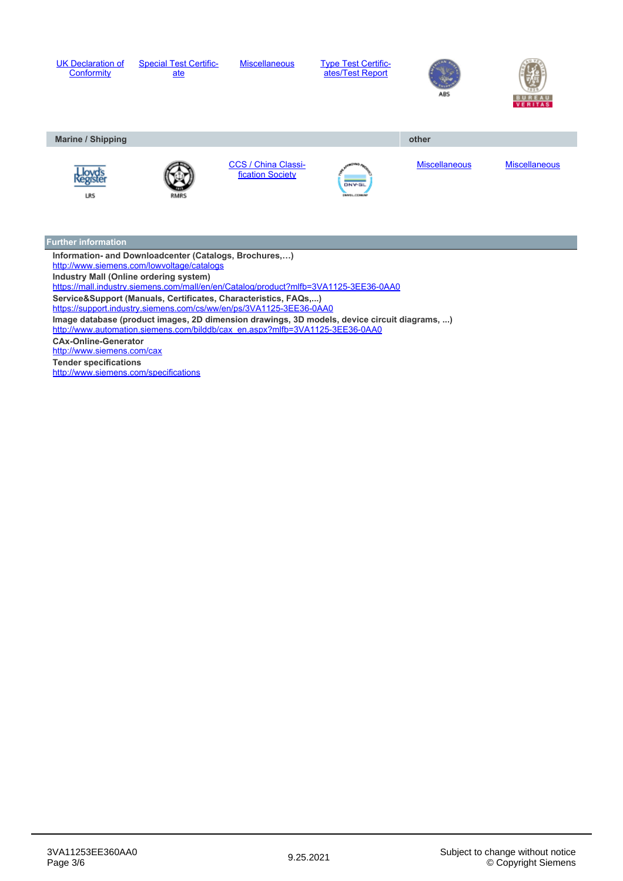| UK Declaration of Conformity | Special Test Certificate | Miscellaneous | Type Test Certificates/Test Report | ABS | BUREAU VERITAS |
|---|---|---|---|---|---|

| Marine / Shipping | | | | other | |
|---|---|---|---|---|---|
| LRS | RMRS | CCS / China Classification Society | DNV-GL | Miscellaneous | Miscellaneous |

## Further information

**Information- and Downloadcenter (Catalogs, Brochures,…)**
http://www.siemens.com/lowvoltage/catalogs

**Industry Mall (Online ordering system)**
https://mall.industry.siemens.com/mall/en/en/Catalog/product?mlfb=3VA1125-3EE36-0AA0

**Service&Support (Manuals, Certificates, Characteristics, FAQs,...)**
https://support.industry.siemens.com/cs/ww/en/ps/3VA1125-3EE36-0AA0

**Image database (product images, 2D dimension drawings, 3D models, device circuit diagrams, ...)**
http://www.automation.siemens.com/bilddb/cax_en.aspx?mlfb=3VA1125-3EE36-0AA0

**CAx-Online-Generator**
http://www.siemens.com/cax

**Tender specifications**
http://www.siemens.com/specifications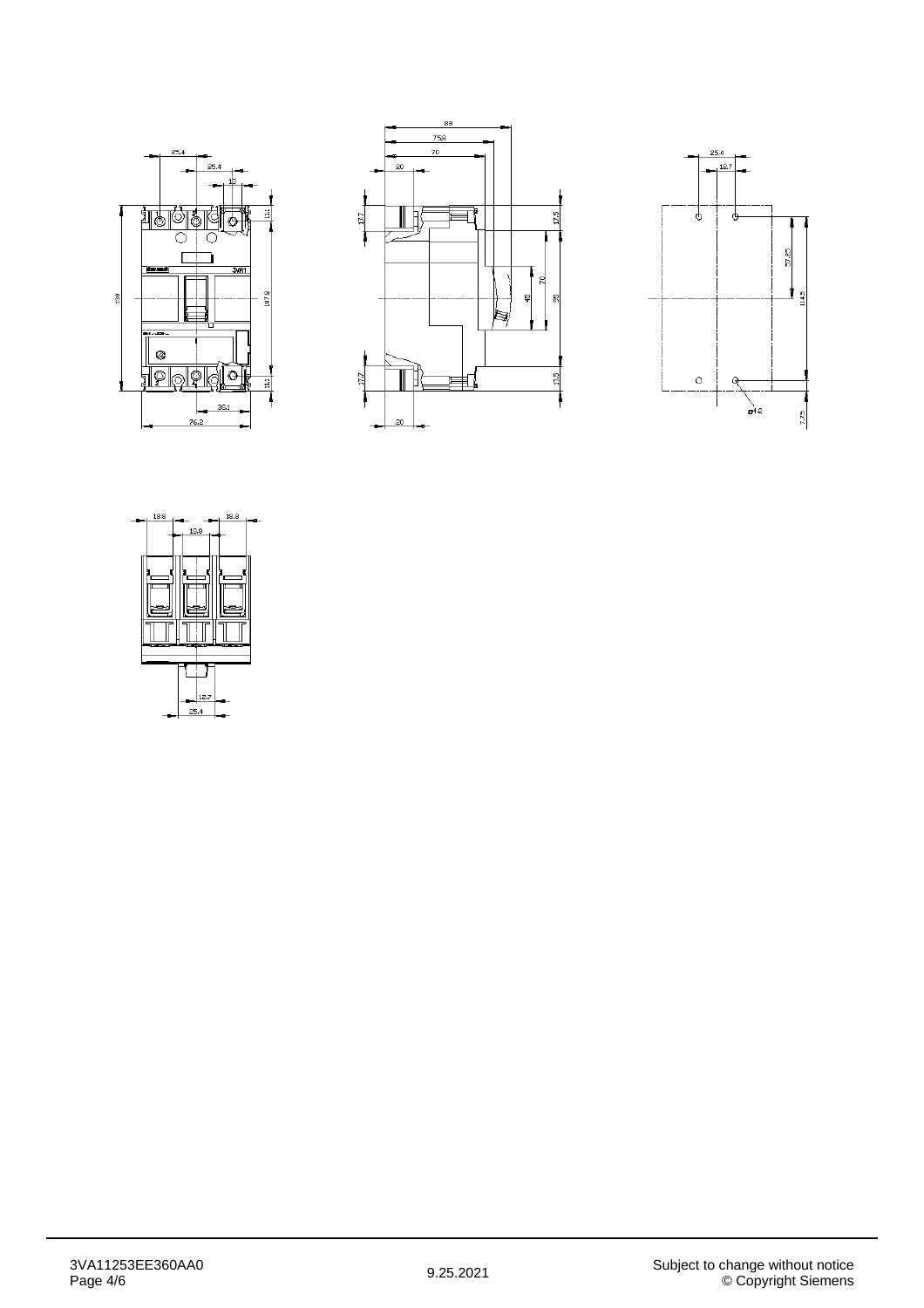25.4

25.4

19

11.1

130

107.8

11.1

38.1

76.2

88

75.8

70

20

17.7

17.5

70

45

95

17.7

17.5

20

25.4

12.7

57.25

114.5

ø4.2

7.75

19.8

19.8

19.8

12.7

25.4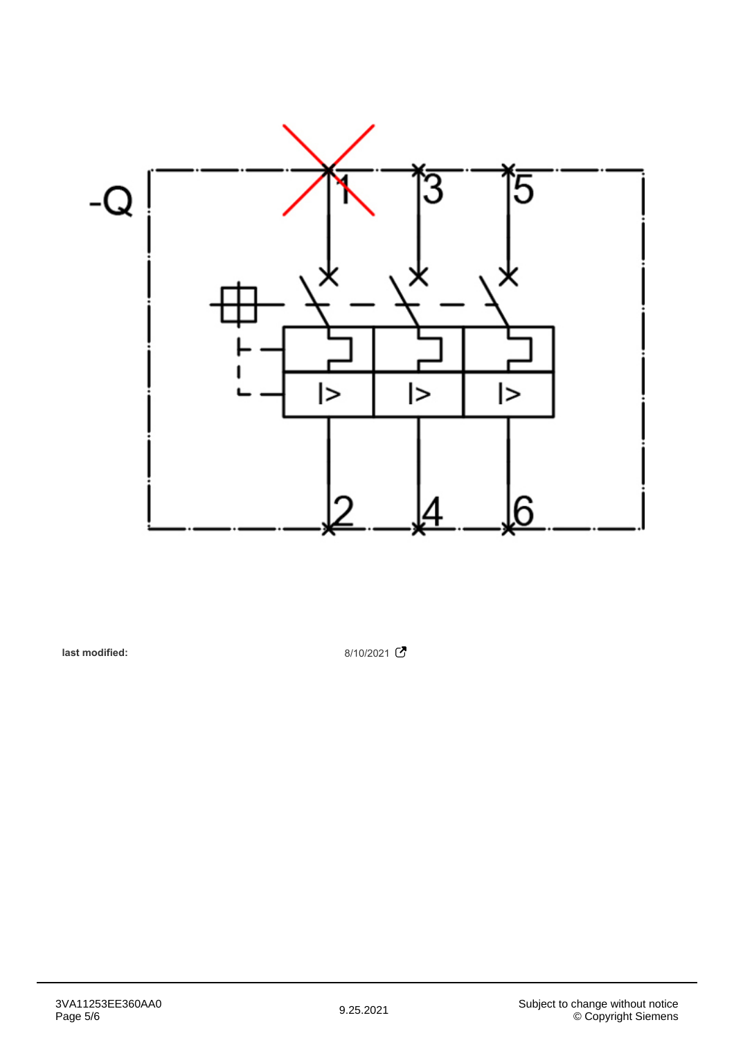-Q

1 3 5

2 4 6

I> I> I>

**last modified:** 8/10/2021